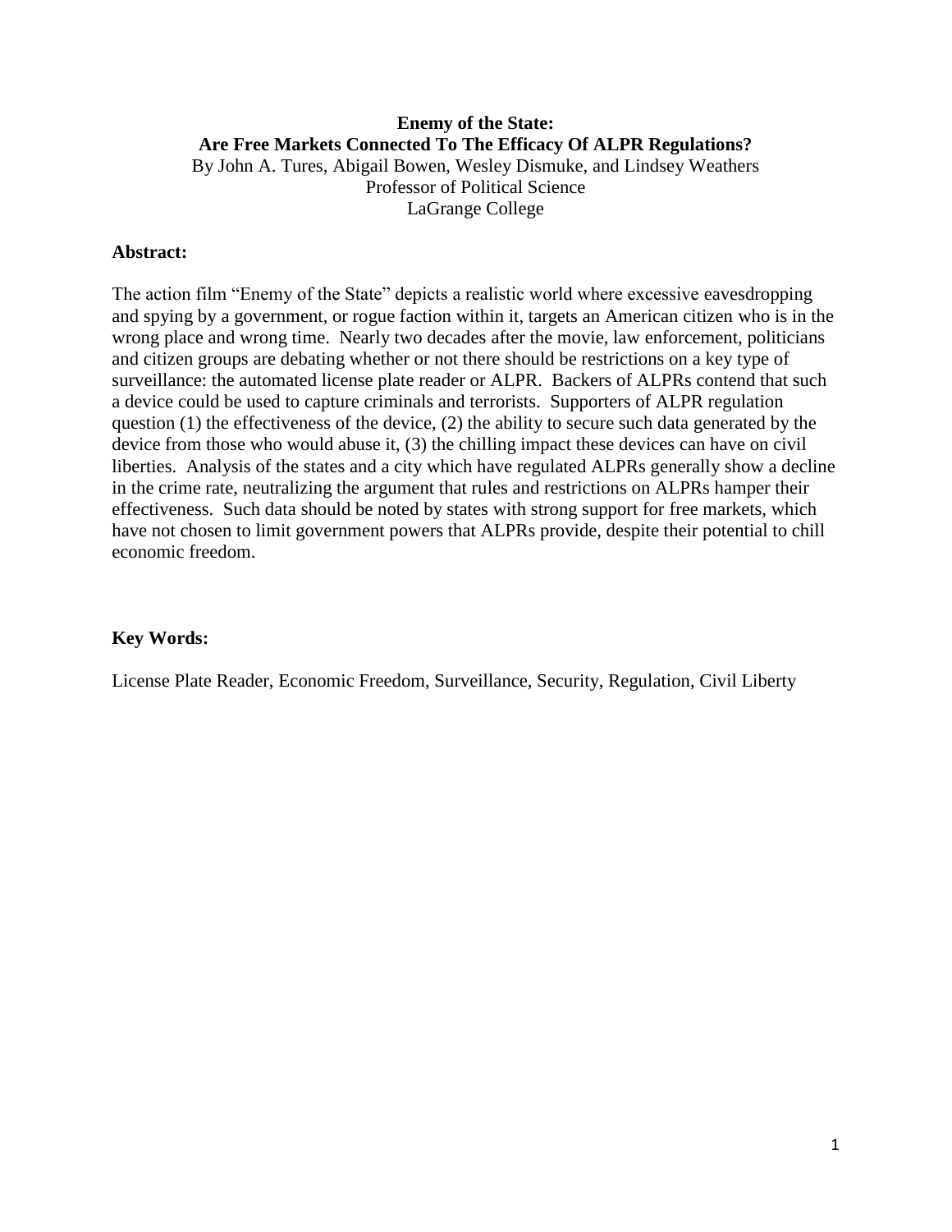# Enemy of the State:
# Are Free Markets Connected To The Efficacy Of ALPR Regulations?

By John A. Tures, Abigail Bowen, Wesley Dismuke, and Lindsey Weathers
Professor of Political Science
LaGrange College

**Abstract:**

The action film "Enemy of the State" depicts a realistic world where excessive eavesdropping and spying by a government, or rogue faction within it, targets an American citizen who is in the wrong place and wrong time. Nearly two decades after the movie, law enforcement, politicians and citizen groups are debating whether or not there should be restrictions on a key type of surveillance: the automated license plate reader or ALPR. Backers of ALPRs contend that such a device could be used to capture criminals and terrorists. Supporters of ALPR regulation question (1) the effectiveness of the device, (2) the ability to secure such data generated by the device from those who would abuse it, (3) the chilling impact these devices can have on civil liberties. Analysis of the states and a city which have regulated ALPRs generally show a decline in the crime rate, neutralizing the argument that rules and restrictions on ALPRs hamper their effectiveness. Such data should be noted by states with strong support for free markets, which have not chosen to limit government powers that ALPRs provide, despite their potential to chill economic freedom.

**Key Words:**

License Plate Reader, Economic Freedom, Surveillance, Security, Regulation, Civil Liberty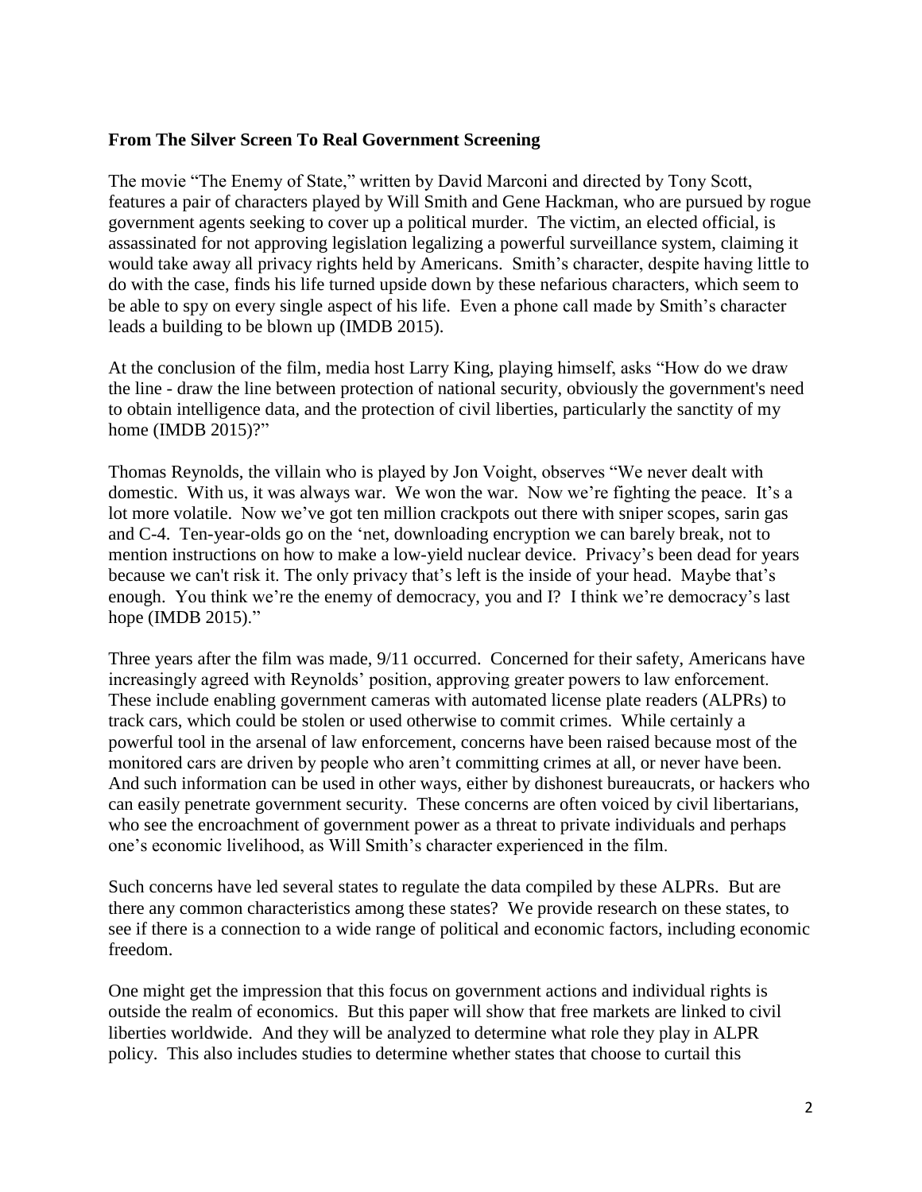**From The Silver Screen To Real Government Screening**

The movie "The Enemy of State," written by David Marconi and directed by Tony Scott, features a pair of characters played by Will Smith and Gene Hackman, who are pursued by rogue government agents seeking to cover up a political murder. The victim, an elected official, is assassinated for not approving legislation legalizing a powerful surveillance system, claiming it would take away all privacy rights held by Americans. Smith's character, despite having little to do with the case, finds his life turned upside down by these nefarious characters, which seem to be able to spy on every single aspect of his life. Even a phone call made by Smith's character leads a building to be blown up (IMDB 2015).

At the conclusion of the film, media host Larry King, playing himself, asks "How do we draw the line - draw the line between protection of national security, obviously the government's need to obtain intelligence data, and the protection of civil liberties, particularly the sanctity of my home (IMDB 2015)?"

Thomas Reynolds, the villain who is played by Jon Voight, observes "We never dealt with domestic. With us, it was always war. We won the war. Now we're fighting the peace. It's a lot more volatile. Now we've got ten million crackpots out there with sniper scopes, sarin gas and C-4. Ten-year-olds go on the 'net, downloading encryption we can barely break, not to mention instructions on how to make a low-yield nuclear device. Privacy's been dead for years because we can't risk it. The only privacy that's left is the inside of your head. Maybe that's enough. You think we're the enemy of democracy, you and I? I think we're democracy's last hope (IMDB 2015)."

Three years after the film was made, 9/11 occurred. Concerned for their safety, Americans have increasingly agreed with Reynolds' position, approving greater powers to law enforcement. These include enabling government cameras with automated license plate readers (ALPRs) to track cars, which could be stolen or used otherwise to commit crimes. While certainly a powerful tool in the arsenal of law enforcement, concerns have been raised because most of the monitored cars are driven by people who aren't committing crimes at all, or never have been. And such information can be used in other ways, either by dishonest bureaucrats, or hackers who can easily penetrate government security. These concerns are often voiced by civil libertarians, who see the encroachment of government power as a threat to private individuals and perhaps one's economic livelihood, as Will Smith's character experienced in the film.

Such concerns have led several states to regulate the data compiled by these ALPRs. But are there any common characteristics among these states? We provide research on these states, to see if there is a connection to a wide range of political and economic factors, including economic freedom.

One might get the impression that this focus on government actions and individual rights is outside the realm of economics. But this paper will show that free markets are linked to civil liberties worldwide. And they will be analyzed to determine what role they play in ALPR policy. This also includes studies to determine whether states that choose to curtail this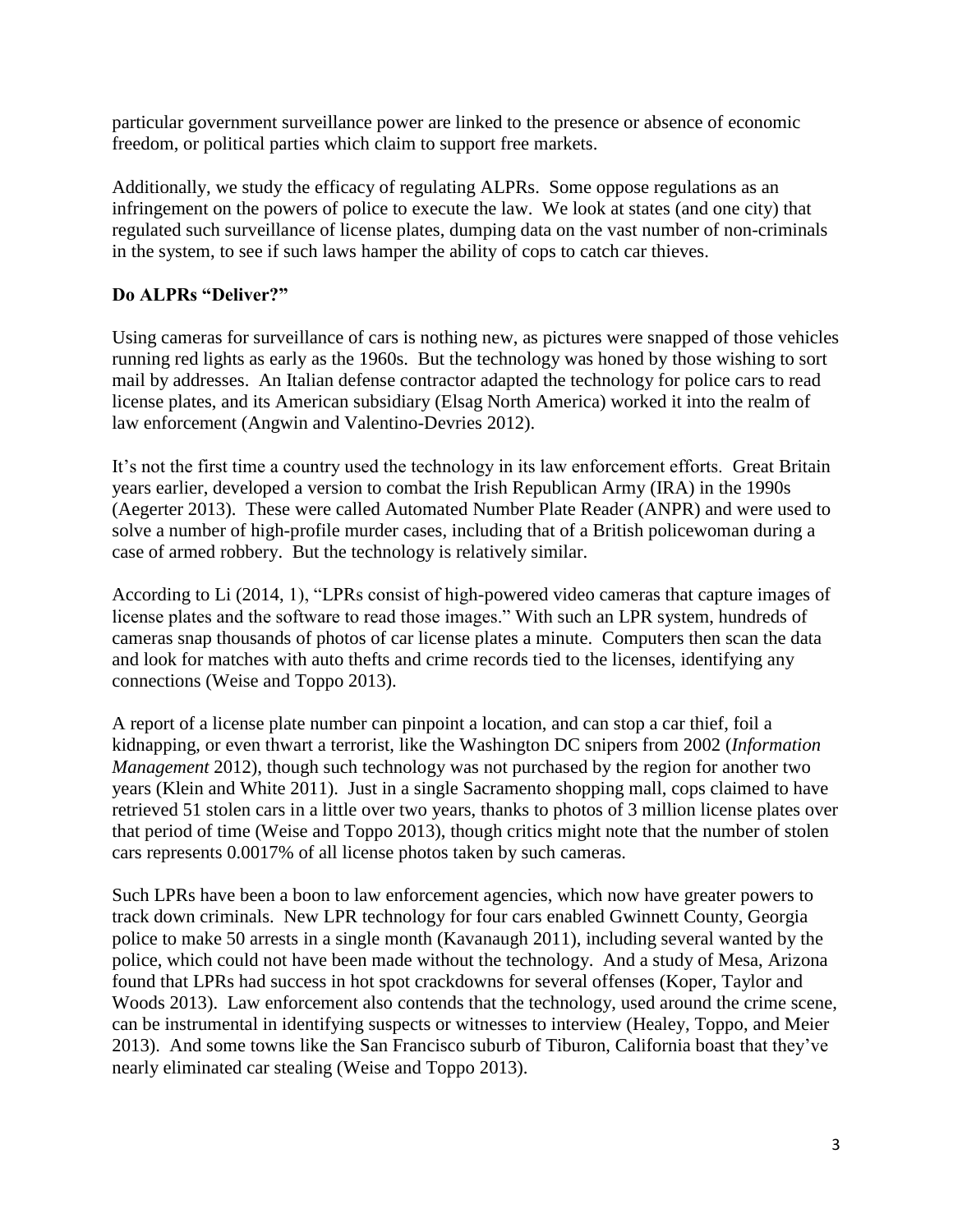particular government surveillance power are linked to the presence or absence of economic freedom, or political parties which claim to support free markets.

Additionally, we study the efficacy of regulating ALPRs. Some oppose regulations as an infringement on the powers of police to execute the law. We look at states (and one city) that regulated such surveillance of license plates, dumping data on the vast number of non-criminals in the system, to see if such laws hamper the ability of cops to catch car thieves.

**Do ALPRs "Deliver?"**

Using cameras for surveillance of cars is nothing new, as pictures were snapped of those vehicles running red lights as early as the 1960s. But the technology was honed by those wishing to sort mail by addresses. An Italian defense contractor adapted the technology for police cars to read license plates, and its American subsidiary (Elsag North America) worked it into the realm of law enforcement (Angwin and Valentino-Devries 2012).

It's not the first time a country used the technology in its law enforcement efforts. Great Britain years earlier, developed a version to combat the Irish Republican Army (IRA) in the 1990s (Aegerter 2013). These were called Automated Number Plate Reader (ANPR) and were used to solve a number of high-profile murder cases, including that of a British policewoman during a case of armed robbery. But the technology is relatively similar.

According to Li (2014, 1), "LPRs consist of high-powered video cameras that capture images of license plates and the software to read those images." With such an LPR system, hundreds of cameras snap thousands of photos of car license plates a minute. Computers then scan the data and look for matches with auto thefts and crime records tied to the licenses, identifying any connections (Weise and Toppo 2013).

A report of a license plate number can pinpoint a location, and can stop a car thief, foil a kidnapping, or even thwart a terrorist, like the Washington DC snipers from 2002 (*Information Management* 2012), though such technology was not purchased by the region for another two years (Klein and White 2011). Just in a single Sacramento shopping mall, cops claimed to have retrieved 51 stolen cars in a little over two years, thanks to photos of 3 million license plates over that period of time (Weise and Toppo 2013), though critics might note that the number of stolen cars represents 0.0017% of all license photos taken by such cameras.

Such LPRs have been a boon to law enforcement agencies, which now have greater powers to track down criminals. New LPR technology for four cars enabled Gwinnett County, Georgia police to make 50 arrests in a single month (Kavanaugh 2011), including several wanted by the police, which could not have been made without the technology. And a study of Mesa, Arizona found that LPRs had success in hot spot crackdowns for several offenses (Koper, Taylor and Woods 2013). Law enforcement also contends that the technology, used around the crime scene, can be instrumental in identifying suspects or witnesses to interview (Healey, Toppo, and Meier 2013). And some towns like the San Francisco suburb of Tiburon, California boast that they've nearly eliminated car stealing (Weise and Toppo 2013).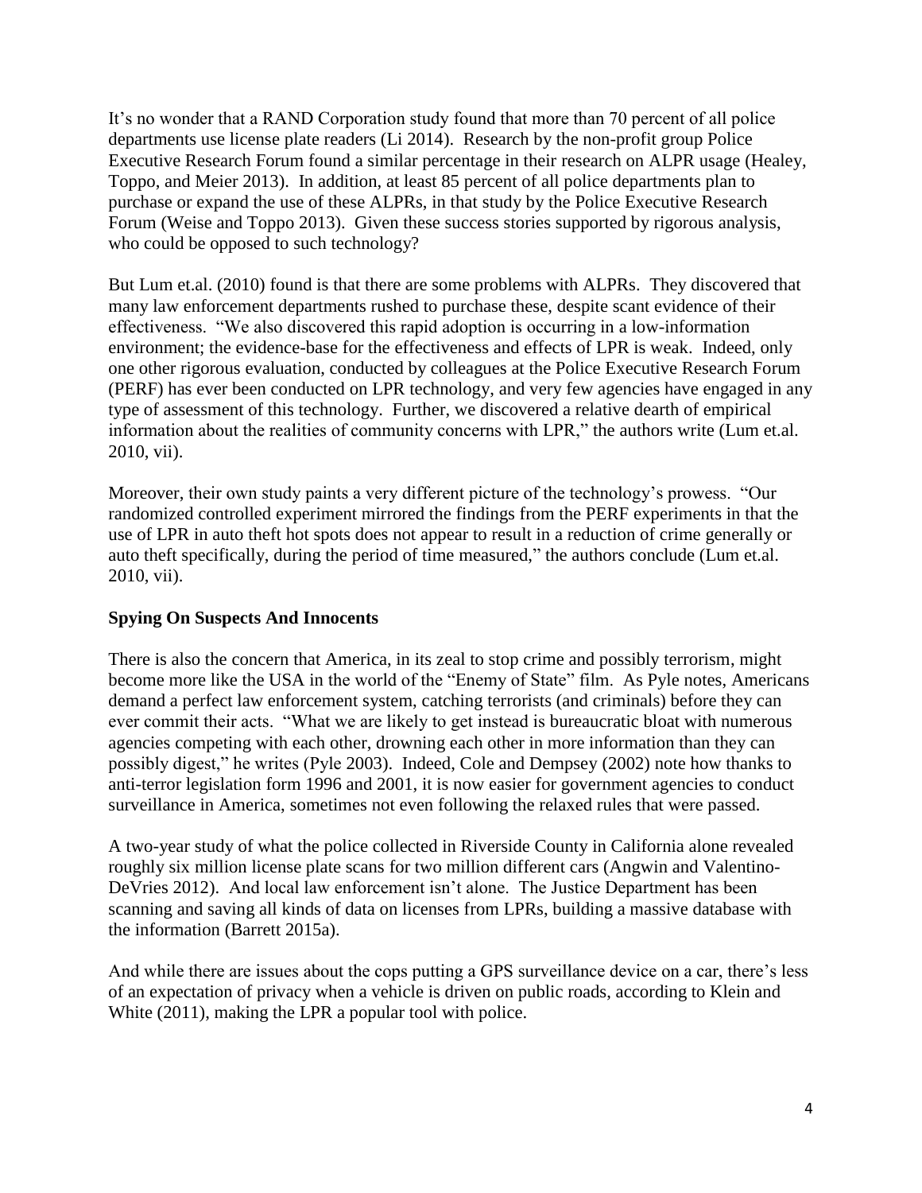It's no wonder that a RAND Corporation study found that more than 70 percent of all police departments use license plate readers (Li 2014). Research by the non-profit group Police Executive Research Forum found a similar percentage in their research on ALPR usage (Healey, Toppo, and Meier 2013). In addition, at least 85 percent of all police departments plan to purchase or expand the use of these ALPRs, in that study by the Police Executive Research Forum (Weise and Toppo 2013). Given these success stories supported by rigorous analysis, who could be opposed to such technology?

But Lum et.al. (2010) found is that there are some problems with ALPRs. They discovered that many law enforcement departments rushed to purchase these, despite scant evidence of their effectiveness. "We also discovered this rapid adoption is occurring in a low-information environment; the evidence-base for the effectiveness and effects of LPR is weak. Indeed, only one other rigorous evaluation, conducted by colleagues at the Police Executive Research Forum (PERF) has ever been conducted on LPR technology, and very few agencies have engaged in any type of assessment of this technology. Further, we discovered a relative dearth of empirical information about the realities of community concerns with LPR," the authors write (Lum et.al. 2010, vii).

Moreover, their own study paints a very different picture of the technology's prowess. "Our randomized controlled experiment mirrored the findings from the PERF experiments in that the use of LPR in auto theft hot spots does not appear to result in a reduction of crime generally or auto theft specifically, during the period of time measured," the authors conclude (Lum et.al. 2010, vii).

**Spying On Suspects And Innocents**

There is also the concern that America, in its zeal to stop crime and possibly terrorism, might become more like the USA in the world of the "Enemy of State" film. As Pyle notes, Americans demand a perfect law enforcement system, catching terrorists (and criminals) before they can ever commit their acts. "What we are likely to get instead is bureaucratic bloat with numerous agencies competing with each other, drowning each other in more information than they can possibly digest," he writes (Pyle 2003). Indeed, Cole and Dempsey (2002) note how thanks to anti-terror legislation form 1996 and 2001, it is now easier for government agencies to conduct surveillance in America, sometimes not even following the relaxed rules that were passed.

A two-year study of what the police collected in Riverside County in California alone revealed roughly six million license plate scans for two million different cars (Angwin and Valentino-DeVries 2012). And local law enforcement isn't alone. The Justice Department has been scanning and saving all kinds of data on licenses from LPRs, building a massive database with the information (Barrett 2015a).

And while there are issues about the cops putting a GPS surveillance device on a car, there's less of an expectation of privacy when a vehicle is driven on public roads, according to Klein and White (2011), making the LPR a popular tool with police.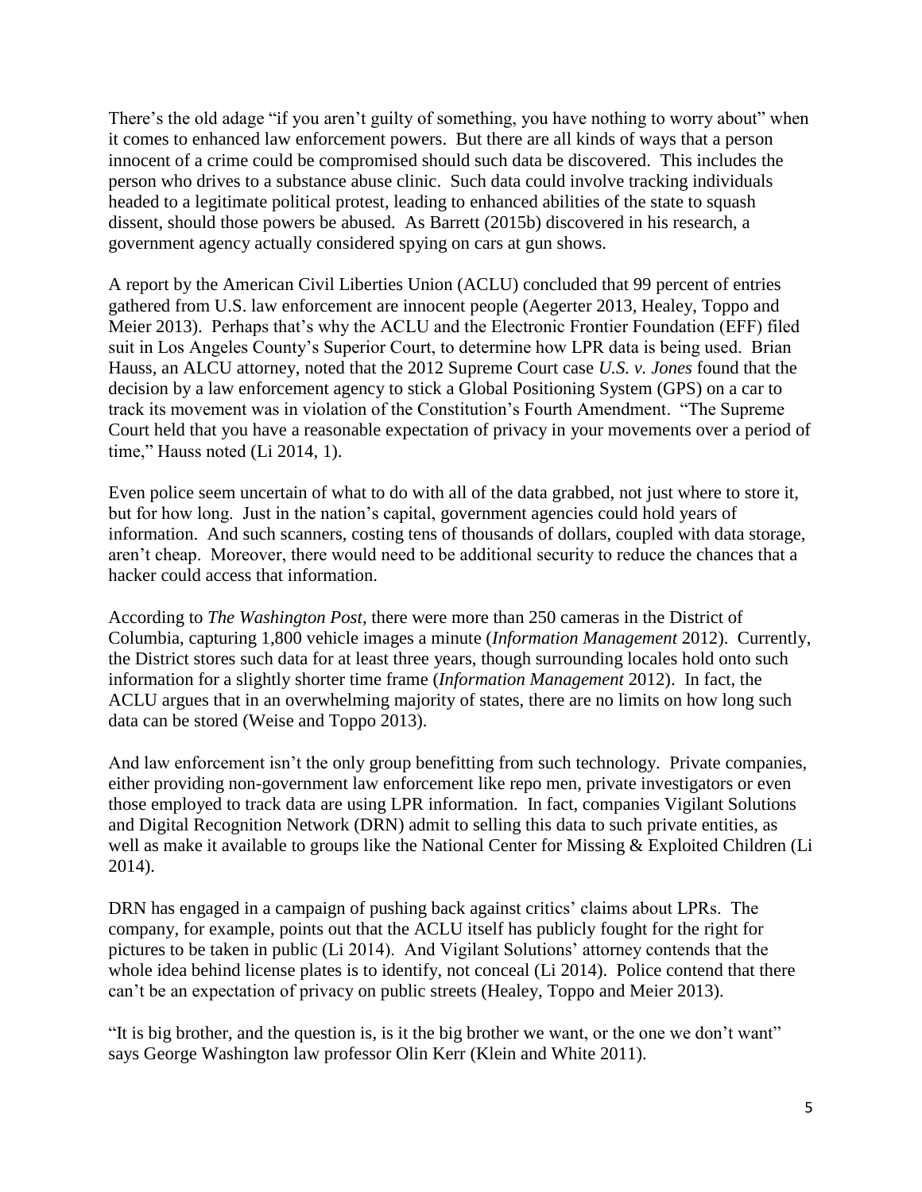There's the old adage "if you aren't guilty of something, you have nothing to worry about" when it comes to enhanced law enforcement powers. But there are all kinds of ways that a person innocent of a crime could be compromised should such data be discovered. This includes the person who drives to a substance abuse clinic. Such data could involve tracking individuals headed to a legitimate political protest, leading to enhanced abilities of the state to squash dissent, should those powers be abused. As Barrett (2015b) discovered in his research, a government agency actually considered spying on cars at gun shows.

A report by the American Civil Liberties Union (ACLU) concluded that 99 percent of entries gathered from U.S. law enforcement are innocent people (Aegerter 2013, Healey, Toppo and Meier 2013). Perhaps that's why the ACLU and the Electronic Frontier Foundation (EFF) filed suit in Los Angeles County's Superior Court, to determine how LPR data is being used. Brian Hauss, an ALCU attorney, noted that the 2012 Supreme Court case *U.S. v. Jones* found that the decision by a law enforcement agency to stick a Global Positioning System (GPS) on a car to track its movement was in violation of the Constitution's Fourth Amendment. "The Supreme Court held that you have a reasonable expectation of privacy in your movements over a period of time," Hauss noted (Li 2014, 1).

Even police seem uncertain of what to do with all of the data grabbed, not just where to store it, but for how long. Just in the nation's capital, government agencies could hold years of information. And such scanners, costing tens of thousands of dollars, coupled with data storage, aren't cheap. Moreover, there would need to be additional security to reduce the chances that a hacker could access that information.

According to *The Washington Post*, there were more than 250 cameras in the District of Columbia, capturing 1,800 vehicle images a minute (*Information Management* 2012). Currently, the District stores such data for at least three years, though surrounding locales hold onto such information for a slightly shorter time frame (*Information Management* 2012). In fact, the ACLU argues that in an overwhelming majority of states, there are no limits on how long such data can be stored (Weise and Toppo 2013).

And law enforcement isn't the only group benefitting from such technology. Private companies, either providing non-government law enforcement like repo men, private investigators or even those employed to track data are using LPR information. In fact, companies Vigilant Solutions and Digital Recognition Network (DRN) admit to selling this data to such private entities, as well as make it available to groups like the National Center for Missing & Exploited Children (Li 2014).

DRN has engaged in a campaign of pushing back against critics' claims about LPRs. The company, for example, points out that the ACLU itself has publicly fought for the right for pictures to be taken in public (Li 2014). And Vigilant Solutions' attorney contends that the whole idea behind license plates is to identify, not conceal (Li 2014). Police contend that there can't be an expectation of privacy on public streets (Healey, Toppo and Meier 2013).

"It is big brother, and the question is, is it the big brother we want, or the one we don't want" says George Washington law professor Olin Kerr (Klein and White 2011).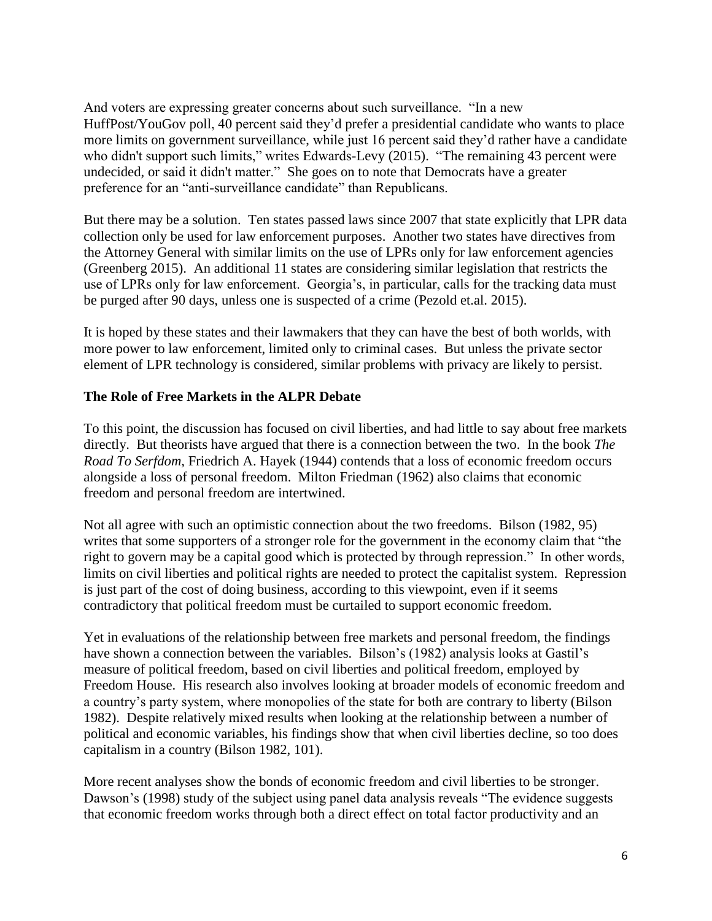And voters are expressing greater concerns about such surveillance. "In a new HuffPost/YouGov poll, 40 percent said they'd prefer a presidential candidate who wants to place more limits on government surveillance, while just 16 percent said they'd rather have a candidate who didn't support such limits," writes Edwards-Levy (2015). "The remaining 43 percent were undecided, or said it didn't matter." She goes on to note that Democrats have a greater preference for an "anti-surveillance candidate" than Republicans.

But there may be a solution. Ten states passed laws since 2007 that state explicitly that LPR data collection only be used for law enforcement purposes. Another two states have directives from the Attorney General with similar limits on the use of LPRs only for law enforcement agencies (Greenberg 2015). An additional 11 states are considering similar legislation that restricts the use of LPRs only for law enforcement. Georgia's, in particular, calls for the tracking data must be purged after 90 days, unless one is suspected of a crime (Pezold et.al. 2015).

It is hoped by these states and their lawmakers that they can have the best of both worlds, with more power to law enforcement, limited only to criminal cases. But unless the private sector element of LPR technology is considered, similar problems with privacy are likely to persist.

**The Role of Free Markets in the ALPR Debate**

To this point, the discussion has focused on civil liberties, and had little to say about free markets directly. But theorists have argued that there is a connection between the two. In the book *The Road To Serfdom*, Friedrich A. Hayek (1944) contends that a loss of economic freedom occurs alongside a loss of personal freedom. Milton Friedman (1962) also claims that economic freedom and personal freedom are intertwined.

Not all agree with such an optimistic connection about the two freedoms. Bilson (1982, 95) writes that some supporters of a stronger role for the government in the economy claim that "the right to govern may be a capital good which is protected by through repression." In other words, limits on civil liberties and political rights are needed to protect the capitalist system. Repression is just part of the cost of doing business, according to this viewpoint, even if it seems contradictory that political freedom must be curtailed to support economic freedom.

Yet in evaluations of the relationship between free markets and personal freedom, the findings have shown a connection between the variables. Bilson's (1982) analysis looks at Gastil's measure of political freedom, based on civil liberties and political freedom, employed by Freedom House. His research also involves looking at broader models of economic freedom and a country's party system, where monopolies of the state for both are contrary to liberty (Bilson 1982). Despite relatively mixed results when looking at the relationship between a number of political and economic variables, his findings show that when civil liberties decline, so too does capitalism in a country (Bilson 1982, 101).

More recent analyses show the bonds of economic freedom and civil liberties to be stronger. Dawson's (1998) study of the subject using panel data analysis reveals "The evidence suggests that economic freedom works through both a direct effect on total factor productivity and an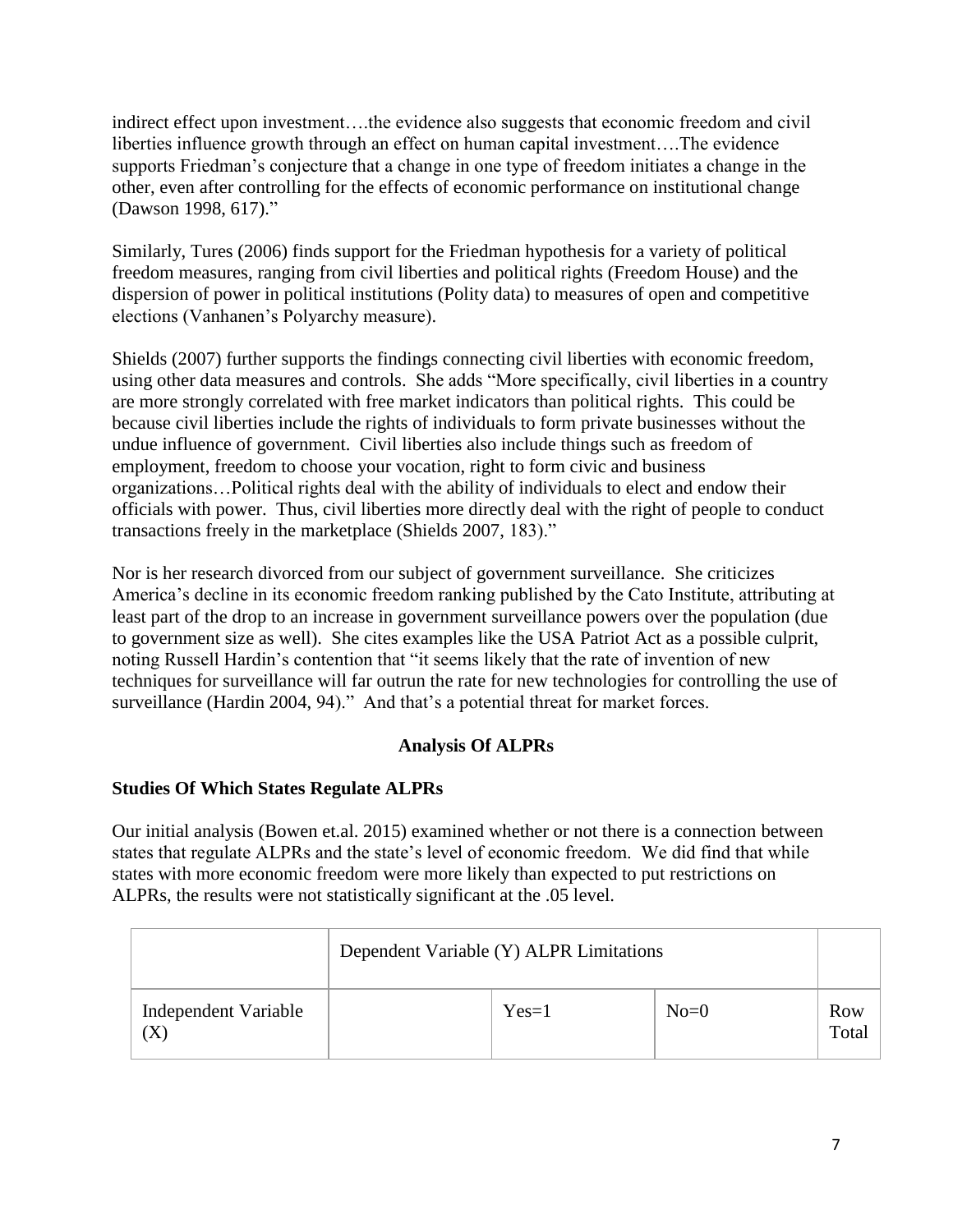indirect effect upon investment….the evidence also suggests that economic freedom and civil liberties influence growth through an effect on human capital investment….The evidence supports Friedman's conjecture that a change in one type of freedom initiates a change in the other, even after controlling for the effects of economic performance on institutional change (Dawson 1998, 617)."

Similarly, Tures (2006) finds support for the Friedman hypothesis for a variety of political freedom measures, ranging from civil liberties and political rights (Freedom House) and the dispersion of power in political institutions (Polity data) to measures of open and competitive elections (Vanhanen's Polyarchy measure).

Shields (2007) further supports the findings connecting civil liberties with economic freedom, using other data measures and controls. She adds "More specifically, civil liberties in a country are more strongly correlated with free market indicators than political rights. This could be because civil liberties include the rights of individuals to form private businesses without the undue influence of government. Civil liberties also include things such as freedom of employment, freedom to choose your vocation, right to form civic and business organizations…Political rights deal with the ability of individuals to elect and endow their officials with power. Thus, civil liberties more directly deal with the right of people to conduct transactions freely in the marketplace (Shields 2007, 183)."

Nor is her research divorced from our subject of government surveillance. She criticizes America's decline in its economic freedom ranking published by the Cato Institute, attributing at least part of the drop to an increase in government surveillance powers over the population (due to government size as well). She cites examples like the USA Patriot Act as a possible culprit, noting Russell Hardin's contention that "it seems likely that the rate of invention of new techniques for surveillance will far outrun the rate for new technologies for controlling the use of surveillance (Hardin 2004, 94)." And that's a potential threat for market forces.

## Analysis Of ALPRs

### Studies Of Which States Regulate ALPRs

Our initial analysis (Bowen et.al. 2015) examined whether or not there is a connection between states that regulate ALPRs and the state's level of economic freedom. We did find that while states with more economic freedom were more likely than expected to put restrictions on ALPRs, the results were not statistically significant at the .05 level.

| | Dependent Variable (Y) ALPR Limitations | | | |
|---|---|---|---|---|
| Independent Variable (X) | | Yes=1 | No=0 | Row Total |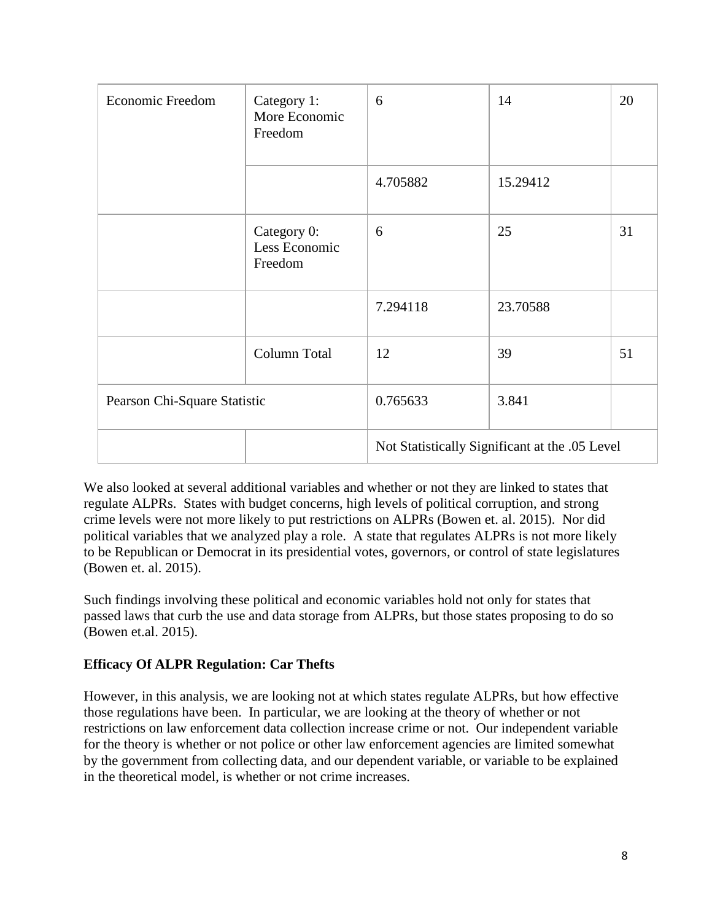| Economic Freedom | Category 1: More Economic Freedom | 6 | 14 | 20 |
|---|---|---|---|---|
| | | 4.705882 | 15.29412 | |
| | Category 0: Less Economic Freedom | 6 | 25 | 31 |
| | | 7.294118 | 23.70588 | |
| | Column Total | 12 | 39 | 51 |
| Pearson Chi-Square Statistic | | 0.765633 | 3.841 | |
| | | Not Statistically Significant at the .05 Level | | |

We also looked at several additional variables and whether or not they are linked to states that regulate ALPRs. States with budget concerns, high levels of political corruption, and strong crime levels were not more likely to put restrictions on ALPRs (Bowen et. al. 2015). Nor did political variables that we analyzed play a role. A state that regulates ALPRs is not more likely to be Republican or Democrat in its presidential votes, governors, or control of state legislatures (Bowen et. al. 2015).

Such findings involving these political and economic variables hold not only for states that passed laws that curb the use and data storage from ALPRs, but those states proposing to do so (Bowen et.al. 2015).

**Efficacy Of ALPR Regulation: Car Thefts**

However, in this analysis, we are looking not at which states regulate ALPRs, but how effective those regulations have been. In particular, we are looking at the theory of whether or not restrictions on law enforcement data collection increase crime or not. Our independent variable for the theory is whether or not police or other law enforcement agencies are limited somewhat by the government from collecting data, and our dependent variable, or variable to be explained in the theoretical model, is whether or not crime increases.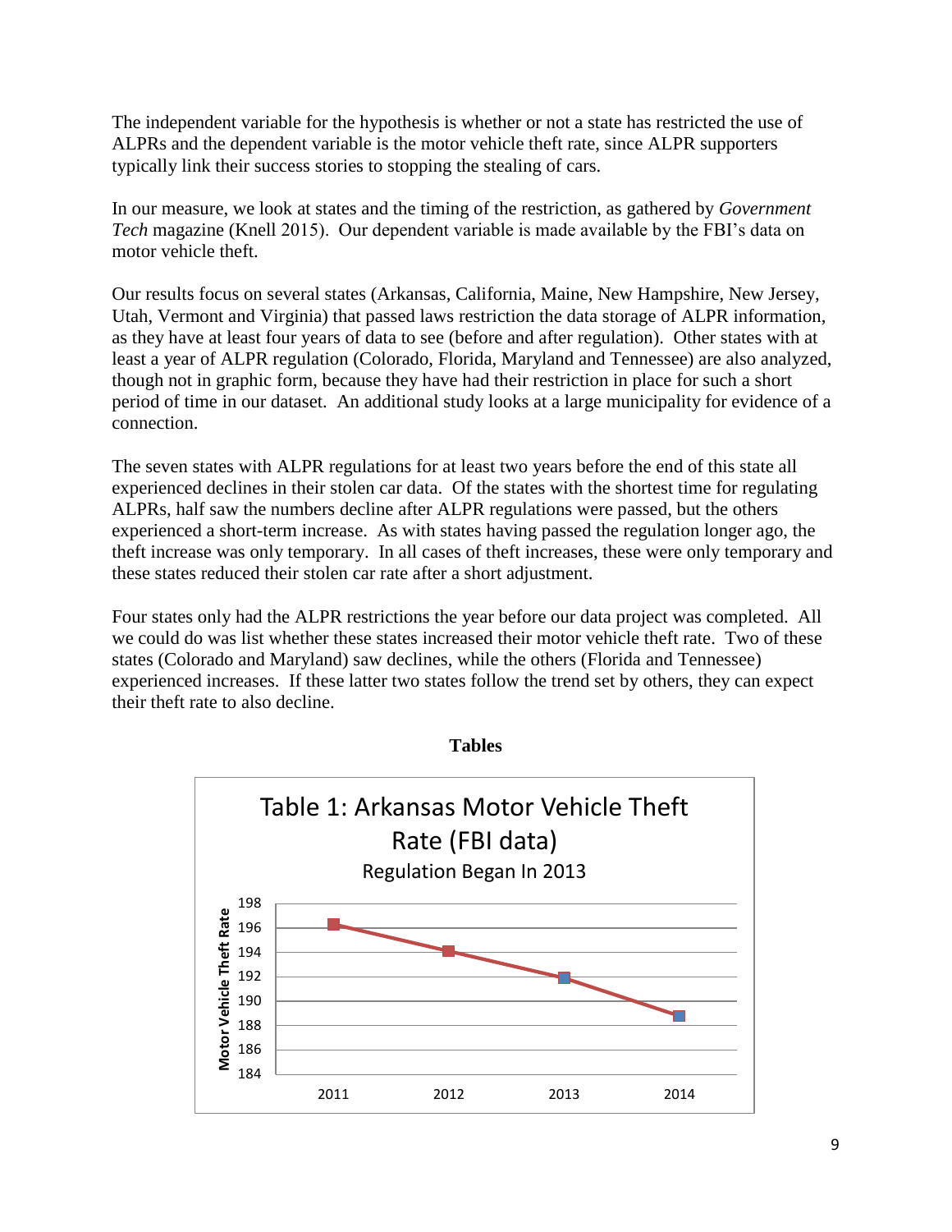The independent variable for the hypothesis is whether or not a state has restricted the use of ALPRs and the dependent variable is the motor vehicle theft rate, since ALPR supporters typically link their success stories to stopping the stealing of cars.

In our measure, we look at states and the timing of the restriction, as gathered by *Government Tech* magazine (Knell 2015). Our dependent variable is made available by the FBI's data on motor vehicle theft.

Our results focus on several states (Arkansas, California, Maine, New Hampshire, New Jersey, Utah, Vermont and Virginia) that passed laws restriction the data storage of ALPR information, as they have at least four years of data to see (before and after regulation). Other states with at least a year of ALPR regulation (Colorado, Florida, Maryland and Tennessee) are also analyzed, though not in graphic form, because they have had their restriction in place for such a short period of time in our dataset. An additional study looks at a large municipality for evidence of a connection.

The seven states with ALPR regulations for at least two years before the end of this state all experienced declines in their stolen car data. Of the states with the shortest time for regulating ALPRs, half saw the numbers decline after ALPR regulations were passed, but the others experienced a short-term increase. As with states having passed the regulation longer ago, the theft increase was only temporary. In all cases of theft increases, these were only temporary and these states reduced their stolen car rate after a short adjustment.

Four states only had the ALPR restrictions the year before our data project was completed. All we could do was list whether these states increased their motor vehicle theft rate. Two of these states (Colorado and Maryland) saw declines, while the others (Florida and Tennessee) experienced increases. If these latter two states follow the trend set by others, they can expect their theft rate to also decline.

**Tables**

Table 1: Arkansas Motor Vehicle Theft Rate (FBI data)

Regulation Began In 2013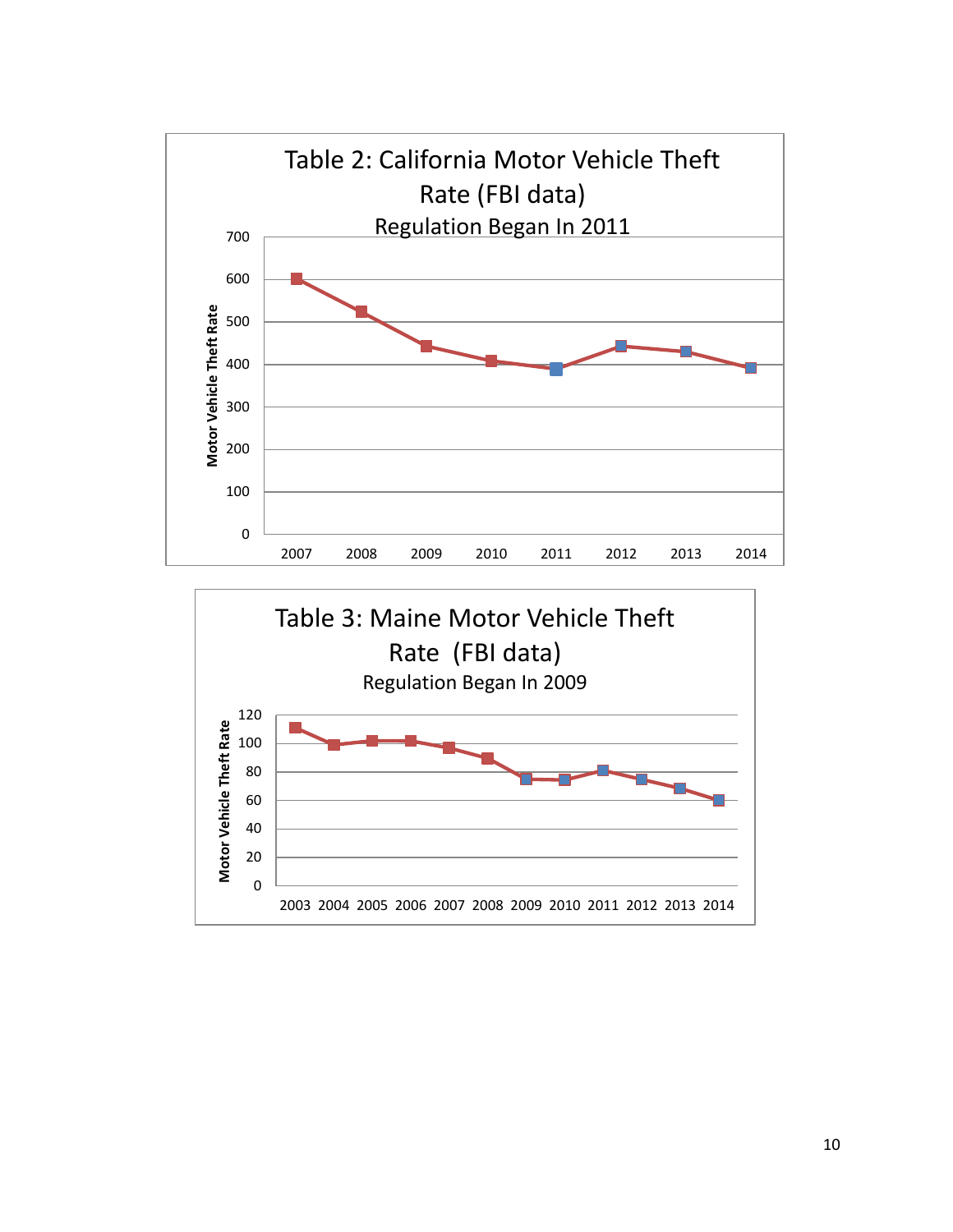Table 2: California Motor Vehicle Theft Rate (FBI data)

Regulation Began In 2011

Motor Vehicle Theft Rate

700
600
500
400
300
200
100
0

2007 2008 2009 2010 2011 2012 2013 2014

Table 3: Maine Motor Vehicle Theft Rate (FBI data)

Regulation Began In 2009

Motor Vehicle Theft Rate

120
100
80
60
40
20
0

2003 2004 2005 2006 2007 2008 2009 2010 2011 2012 2013 2014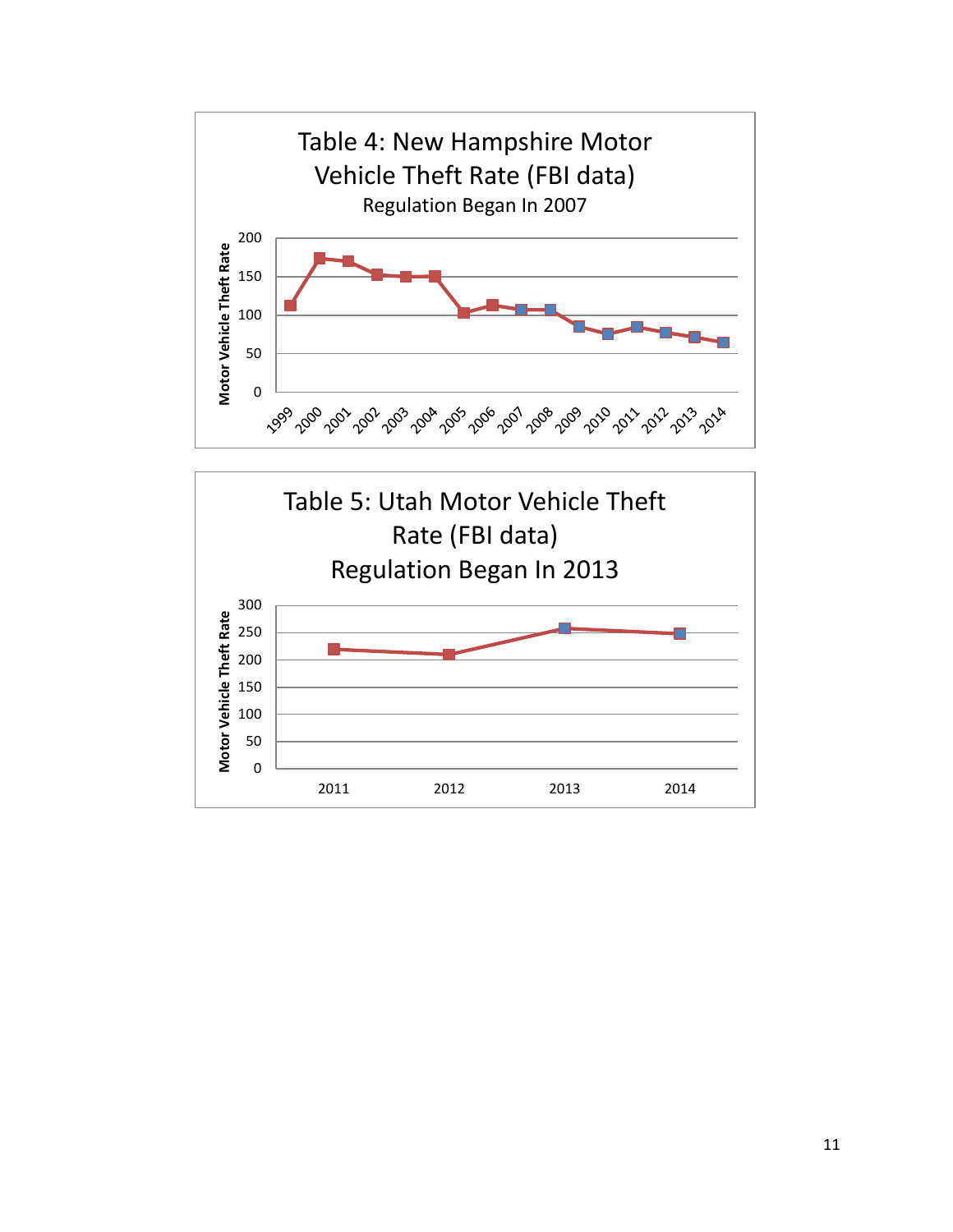Table 4: New Hampshire Motor Vehicle Theft Rate (FBI data)
Regulation Began In 2007

Table 5: Utah Motor Vehicle Theft Rate (FBI data)
Regulation Began In 2013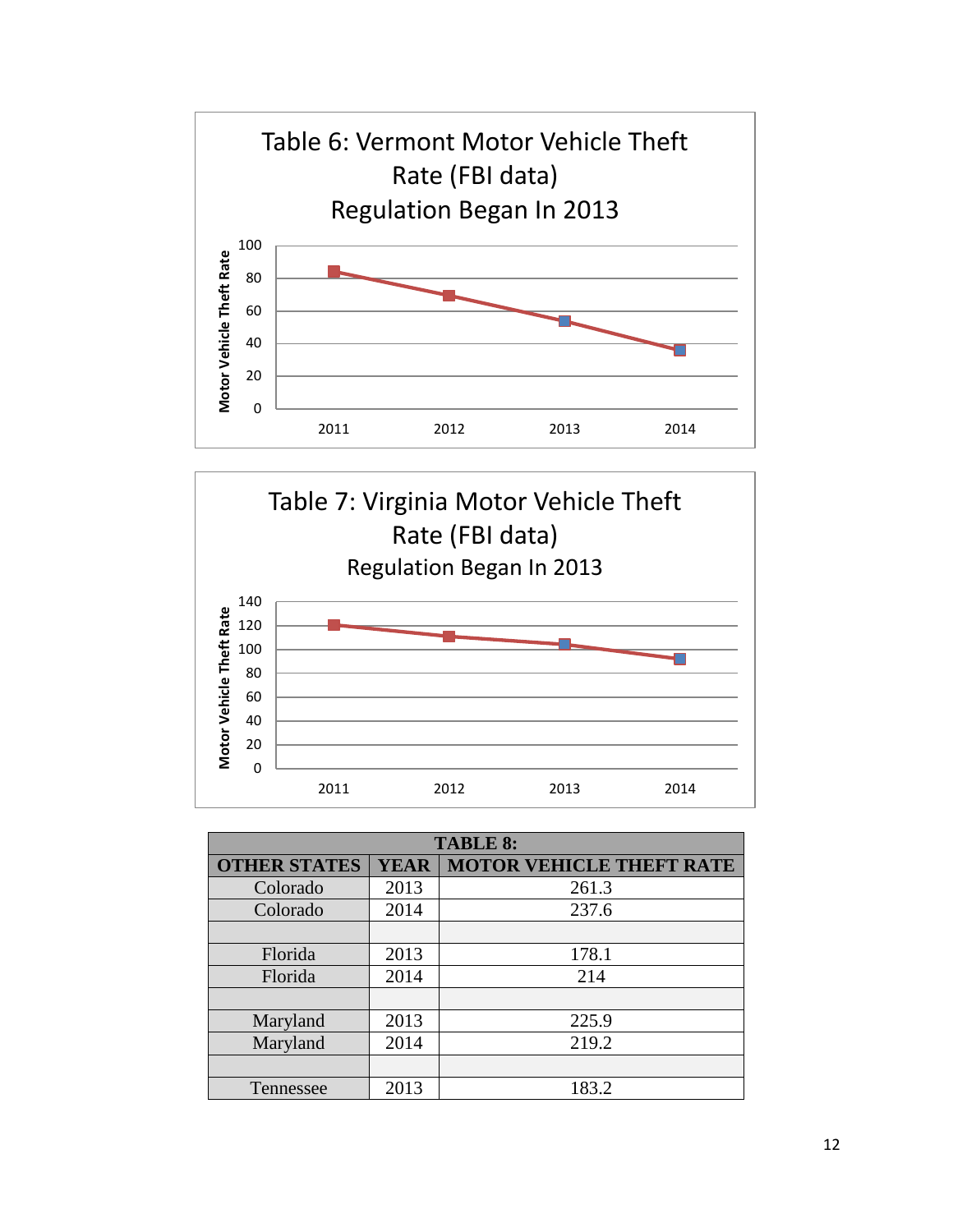Table 6: Vermont Motor Vehicle Theft Rate (FBI data)
Regulation Began In 2013

Motor Vehicle Theft Rate

100
80
60
40
20
0

2011 2012 2013 2014

Table 7: Virginia Motor Vehicle Theft Rate (FBI data)
Regulation Began In 2013

Motor Vehicle Theft Rate

140
120
100
80
60
40
20
0

2011 2012 2013 2014

| TABLE 8: | | |
|---|---|---|
| OTHER STATES | YEAR | MOTOR VEHICLE THEFT RATE |
| Colorado | 2013 | 261.3 |
| Colorado | 2014 | 237.6 |
| | | |
| Florida | 2013 | 178.1 |
| Florida | 2014 | 214 |
| | | |
| Maryland | 2013 | 225.9 |
| Maryland | 2014 | 219.2 |
| | | |
| Tennessee | 2013 | 183.2 |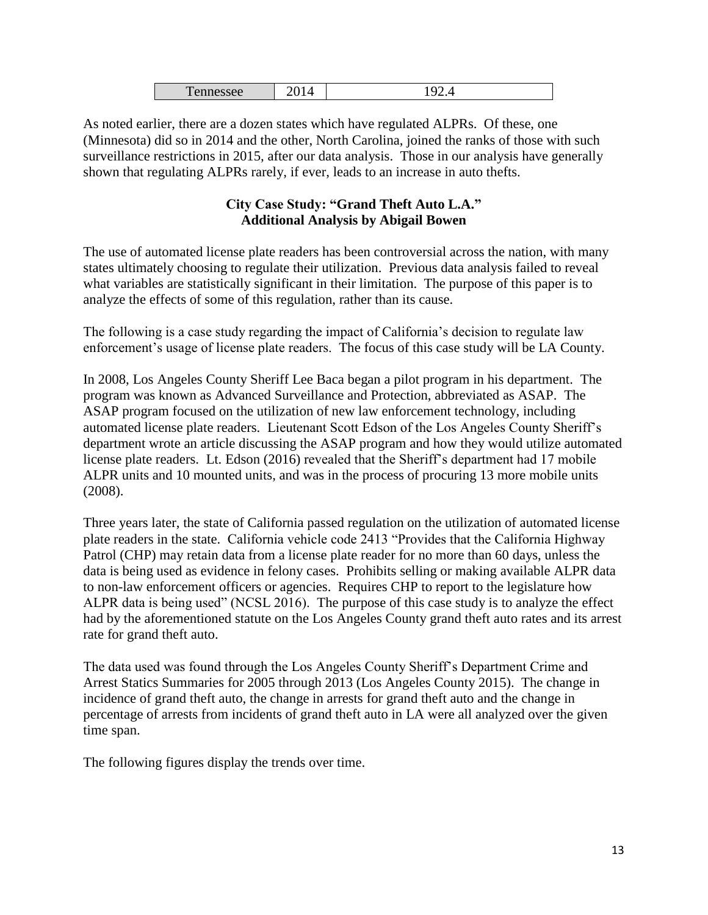| Tennessee | 2014 | 192.4 |
|---|---|---|

As noted earlier, there are a dozen states which have regulated ALPRs. Of these, one (Minnesota) did so in 2014 and the other, North Carolina, joined the ranks of those with such surveillance restrictions in 2015, after our data analysis. Those in our analysis have generally shown that regulating ALPRs rarely, if ever, leads to an increase in auto thefts.

**City Case Study: "Grand Theft Auto L.A."**
**Additional Analysis by Abigail Bowen**

The use of automated license plate readers has been controversial across the nation, with many states ultimately choosing to regulate their utilization. Previous data analysis failed to reveal what variables are statistically significant in their limitation. The purpose of this paper is to analyze the effects of some of this regulation, rather than its cause.

The following is a case study regarding the impact of California's decision to regulate law enforcement's usage of license plate readers. The focus of this case study will be LA County.

In 2008, Los Angeles County Sheriff Lee Baca began a pilot program in his department. The program was known as Advanced Surveillance and Protection, abbreviated as ASAP. The ASAP program focused on the utilization of new law enforcement technology, including automated license plate readers. Lieutenant Scott Edson of the Los Angeles County Sheriff's department wrote an article discussing the ASAP program and how they would utilize automated license plate readers. Lt. Edson (2016) revealed that the Sheriff's department had 17 mobile ALPR units and 10 mounted units, and was in the process of procuring 13 more mobile units (2008).

Three years later, the state of California passed regulation on the utilization of automated license plate readers in the state. California vehicle code 2413 "Provides that the California Highway Patrol (CHP) may retain data from a license plate reader for no more than 60 days, unless the data is being used as evidence in felony cases. Prohibits selling or making available ALPR data to non-law enforcement officers or agencies. Requires CHP to report to the legislature how ALPR data is being used" (NCSL 2016). The purpose of this case study is to analyze the effect had by the aforementioned statute on the Los Angeles County grand theft auto rates and its arrest rate for grand theft auto.

The data used was found through the Los Angeles County Sheriff's Department Crime and Arrest Statics Summaries for 2005 through 2013 (Los Angeles County 2015). The change in incidence of grand theft auto, the change in arrests for grand theft auto and the change in percentage of arrests from incidents of grand theft auto in LA were all analyzed over the given time span.

The following figures display the trends over time.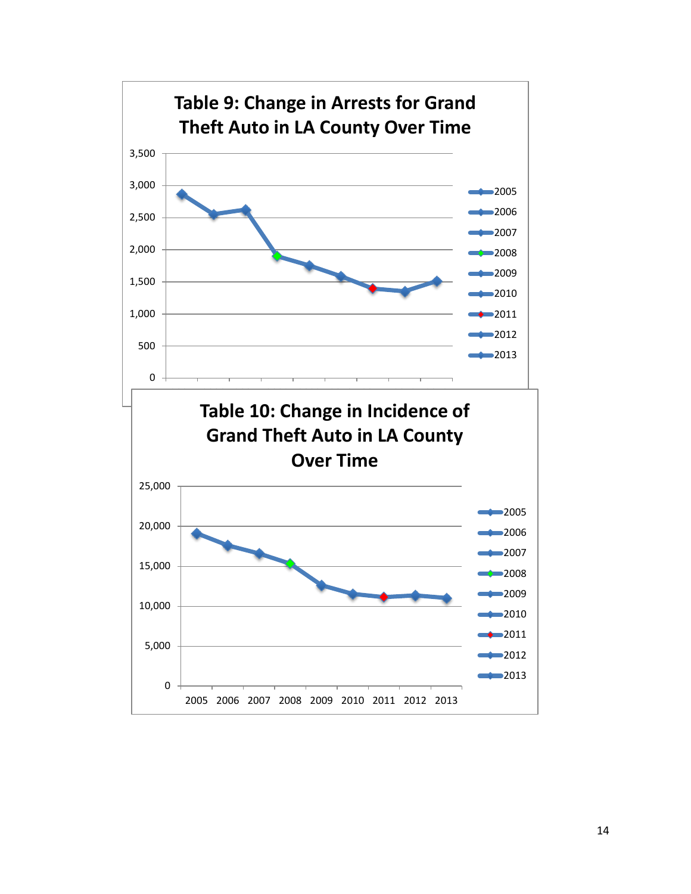## Table 9: Change in Arrests for Grand Theft Auto in LA County Over Time

## Table 10: Change in Incidence of Grand Theft Auto in LA County Over Time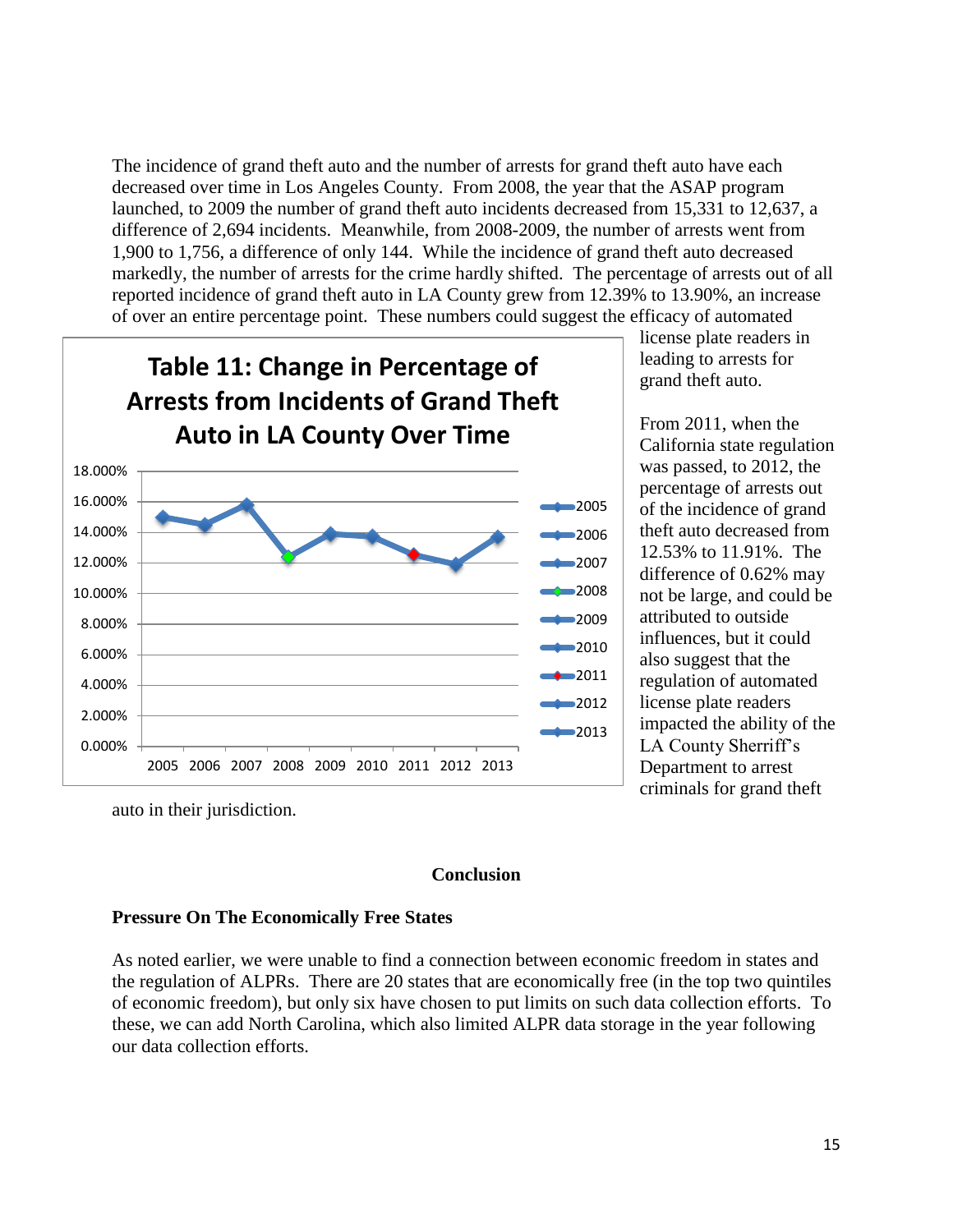The incidence of grand theft auto and the number of arrests for grand theft auto have each decreased over time in Los Angeles County. From 2008, the year that the ASAP program launched, to 2009 the number of grand theft auto incidents decreased from 15,331 to 12,637, a difference of 2,694 incidents. Meanwhile, from 2008-2009, the number of arrests went from 1,900 to 1,756, a difference of only 144. While the incidence of grand theft auto decreased markedly, the number of arrests for the crime hardly shifted. The percentage of arrests out of all reported incidence of grand theft auto in LA County grew from 12.39% to 13.90%, an increase of over an entire percentage point. These numbers could suggest the efficacy of automated license plate readers in leading to arrests for grand theft auto.

**Table 11: Change in Percentage of Arrests from Incidents of Grand Theft Auto in LA County Over Time**

From 2011, when the California state regulation was passed, to 2012, the percentage of arrests out of the incidence of grand theft auto decreased from 12.53% to 11.91%. The difference of 0.62% may not be large, and could be attributed to outside influences, but it could also suggest that the regulation of automated license plate readers impacted the ability of the LA County Sherriff's Department to arrest criminals for grand theft auto in their jurisdiction.

## Conclusion

### Pressure On The Economically Free States

As noted earlier, we were unable to find a connection between economic freedom in states and the regulation of ALPRs. There are 20 states that are economically free (in the top two quintiles of economic freedom), but only six have chosen to put limits on such data collection efforts. To these, we can add North Carolina, which also limited ALPR data storage in the year following our data collection efforts.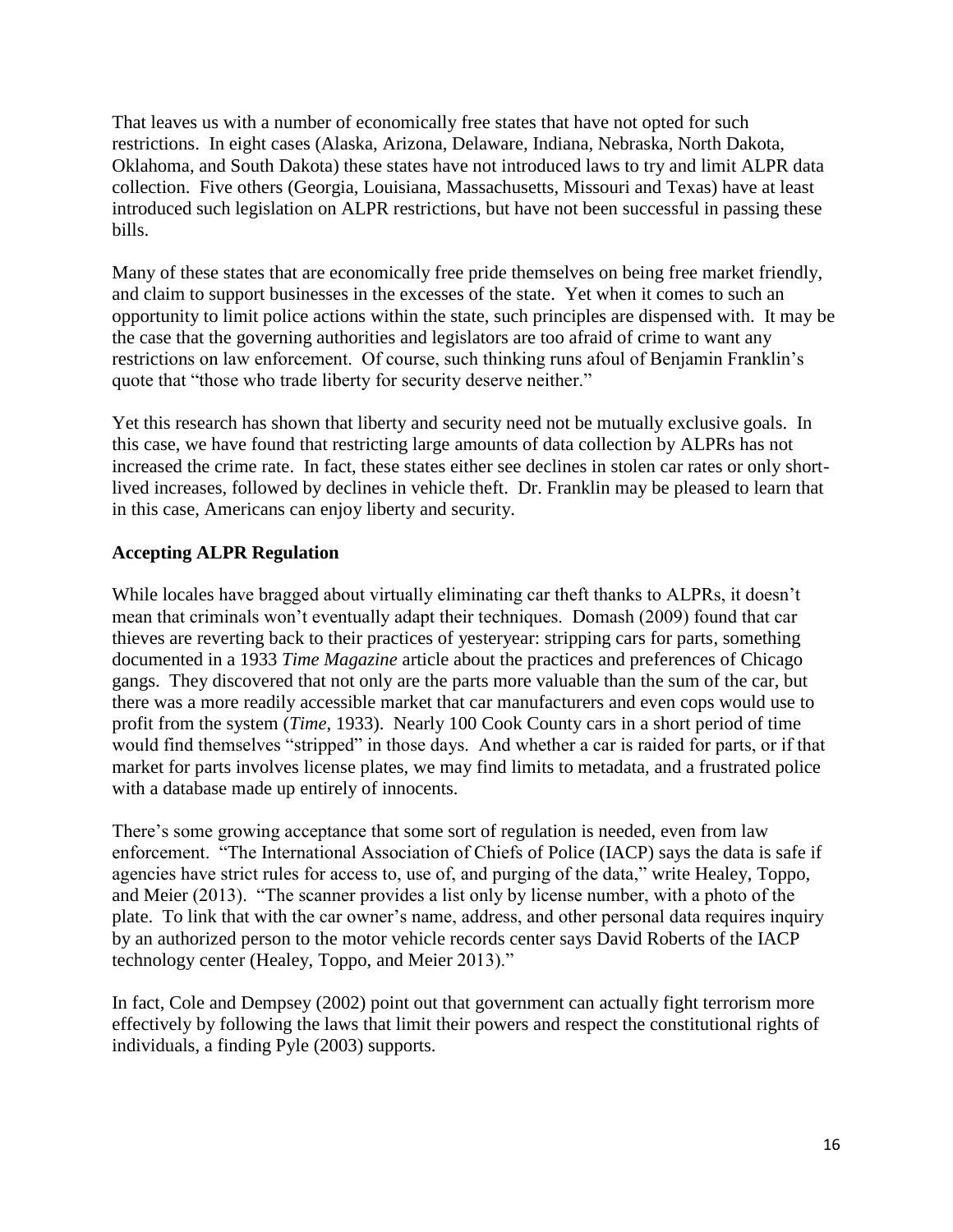That leaves us with a number of economically free states that have not opted for such restrictions. In eight cases (Alaska, Arizona, Delaware, Indiana, Nebraska, North Dakota, Oklahoma, and South Dakota) these states have not introduced laws to try and limit ALPR data collection. Five others (Georgia, Louisiana, Massachusetts, Missouri and Texas) have at least introduced such legislation on ALPR restrictions, but have not been successful in passing these bills.

Many of these states that are economically free pride themselves on being free market friendly, and claim to support businesses in the excesses of the state. Yet when it comes to such an opportunity to limit police actions within the state, such principles are dispensed with. It may be the case that the governing authorities and legislators are too afraid of crime to want any restrictions on law enforcement. Of course, such thinking runs afoul of Benjamin Franklin's quote that "those who trade liberty for security deserve neither."

Yet this research has shown that liberty and security need not be mutually exclusive goals. In this case, we have found that restricting large amounts of data collection by ALPRs has not increased the crime rate. In fact, these states either see declines in stolen car rates or only short-lived increases, followed by declines in vehicle theft. Dr. Franklin may be pleased to learn that in this case, Americans can enjoy liberty and security.

## Accepting ALPR Regulation

While locales have bragged about virtually eliminating car theft thanks to ALPRs, it doesn't mean that criminals won't eventually adapt their techniques. Domash (2009) found that car thieves are reverting back to their practices of yesteryear: stripping cars for parts, something documented in a 1933 *Time Magazine* article about the practices and preferences of Chicago gangs. They discovered that not only are the parts more valuable than the sum of the car, but there was a more readily accessible market that car manufacturers and even cops would use to profit from the system (*Time*, 1933). Nearly 100 Cook County cars in a short period of time would find themselves "stripped" in those days. And whether a car is raided for parts, or if that market for parts involves license plates, we may find limits to metadata, and a frustrated police with a database made up entirely of innocents.

There's some growing acceptance that some sort of regulation is needed, even from law enforcement. "The International Association of Chiefs of Police (IACP) says the data is safe if agencies have strict rules for access to, use of, and purging of the data," write Healey, Toppo, and Meier (2013). "The scanner provides a list only by license number, with a photo of the plate. To link that with the car owner's name, address, and other personal data requires inquiry by an authorized person to the motor vehicle records center says David Roberts of the IACP technology center (Healey, Toppo, and Meier 2013)."

In fact, Cole and Dempsey (2002) point out that government can actually fight terrorism more effectively by following the laws that limit their powers and respect the constitutional rights of individuals, a finding Pyle (2003) supports.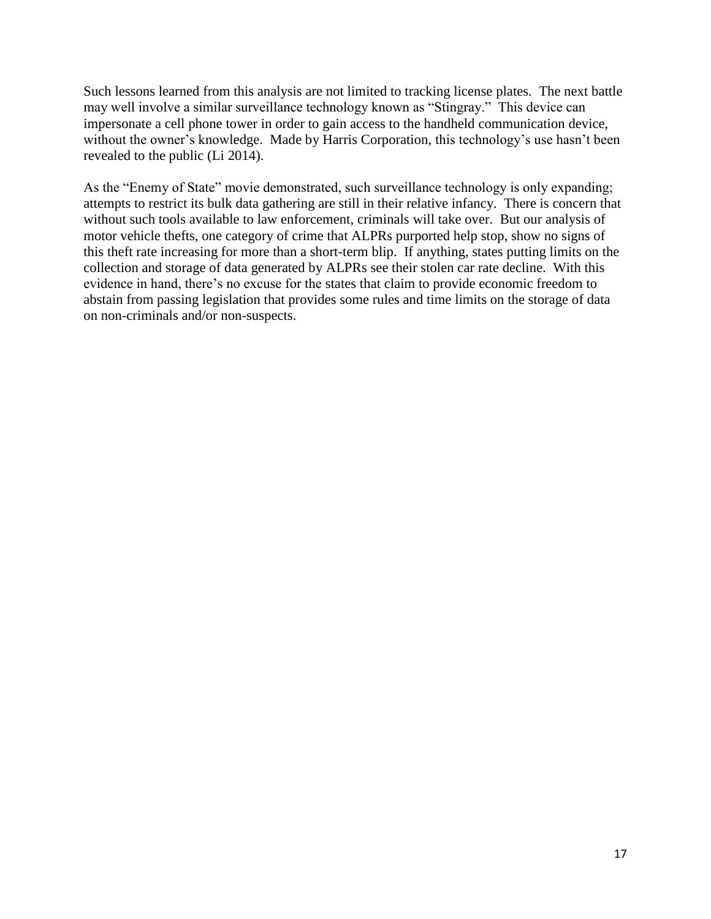Such lessons learned from this analysis are not limited to tracking license plates. The next battle may well involve a similar surveillance technology known as "Stingray." This device can impersonate a cell phone tower in order to gain access to the handheld communication device, without the owner's knowledge. Made by Harris Corporation, this technology's use hasn't been revealed to the public (Li 2014).

As the "Enemy of State" movie demonstrated, such surveillance technology is only expanding; attempts to restrict its bulk data gathering are still in their relative infancy. There is concern that without such tools available to law enforcement, criminals will take over. But our analysis of motor vehicle thefts, one category of crime that ALPRs purported help stop, show no signs of this theft rate increasing for more than a short-term blip. If anything, states putting limits on the collection and storage of data generated by ALPRs see their stolen car rate decline. With this evidence in hand, there's no excuse for the states that claim to provide economic freedom to abstain from passing legislation that provides some rules and time limits on the storage of data on non-criminals and/or non-suspects.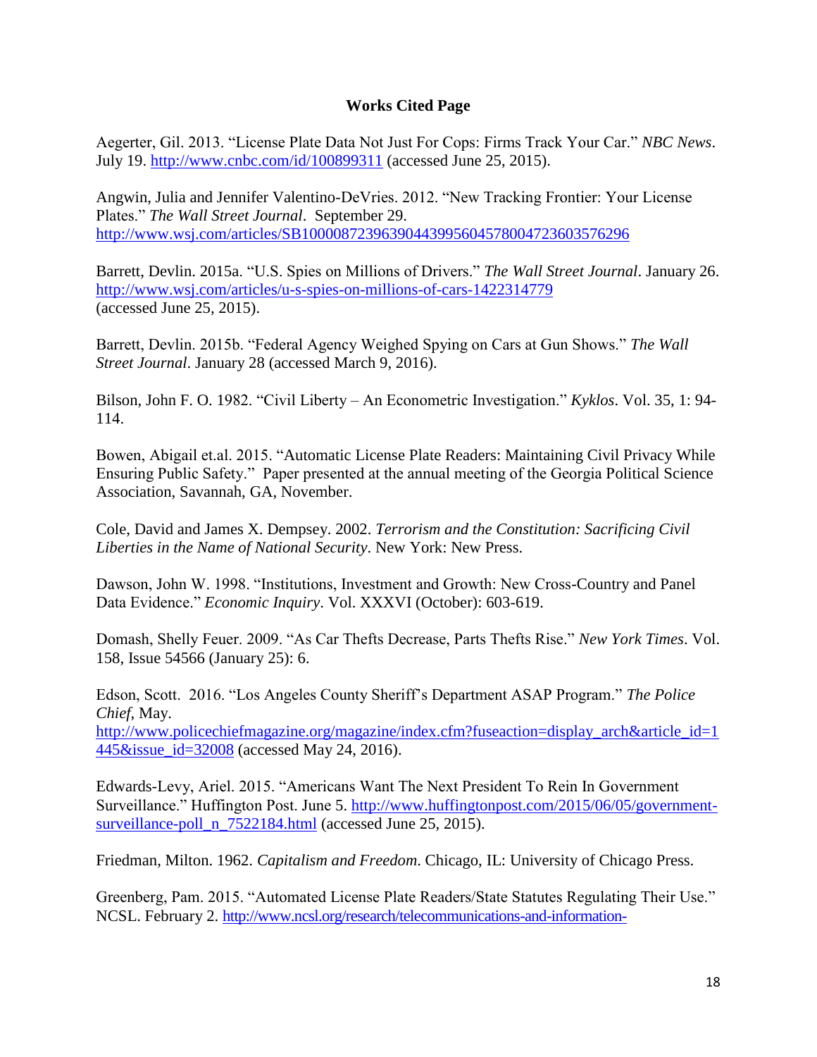**Works Cited Page**

Aegerter, Gil. 2013. "License Plate Data Not Just For Cops: Firms Track Your Car." *NBC News*. July 19. http://www.cnbc.com/id/100899311 (accessed June 25, 2015).

Angwin, Julia and Jennifer Valentino-DeVries. 2012. "New Tracking Frontier: Your License Plates." *The Wall Street Journal*. September 29. http://www.wsj.com/articles/SB10000872396390443995604578004723603576296

Barrett, Devlin. 2015a. "U.S. Spies on Millions of Drivers." *The Wall Street Journal*. January 26. http://www.wsj.com/articles/u-s-spies-on-millions-of-cars-1422314779 (accessed June 25, 2015).

Barrett, Devlin. 2015b. "Federal Agency Weighed Spying on Cars at Gun Shows." *The Wall Street Journal*. January 28 (accessed March 9, 2016).

Bilson, John F. O. 1982. "Civil Liberty – An Econometric Investigation." *Kyklos*. Vol. 35, 1: 94-114.

Bowen, Abigail et.al. 2015. "Automatic License Plate Readers: Maintaining Civil Privacy While Ensuring Public Safety." Paper presented at the annual meeting of the Georgia Political Science Association, Savannah, GA, November.

Cole, David and James X. Dempsey. 2002. *Terrorism and the Constitution: Sacrificing Civil Liberties in the Name of National Security*. New York: New Press.

Dawson, John W. 1998. "Institutions, Investment and Growth: New Cross-Country and Panel Data Evidence." *Economic Inquiry*. Vol. XXXVI (October): 603-619.

Domash, Shelly Feuer. 2009. "As Car Thefts Decrease, Parts Thefts Rise." *New York Times*. Vol. 158, Issue 54566 (January 25): 6.

Edson, Scott. 2016. "Los Angeles County Sheriff's Department ASAP Program." *The Police Chief*, May. http://www.policechiefmagazine.org/magazine/index.cfm?fuseaction=display_arch&article_id=1445&issue_id=32008 (accessed May 24, 2016).

Edwards-Levy, Ariel. 2015. "Americans Want The Next President To Rein In Government Surveillance." Huffington Post. June 5. http://www.huffingtonpost.com/2015/06/05/government-surveillance-poll_n_7522184.html (accessed June 25, 2015).

Friedman, Milton. 1962. *Capitalism and Freedom*. Chicago, IL: University of Chicago Press.

Greenberg, Pam. 2015. "Automated License Plate Readers/State Statutes Regulating Their Use." NCSL. February 2. http://www.ncsl.org/research/telecommunications-and-information-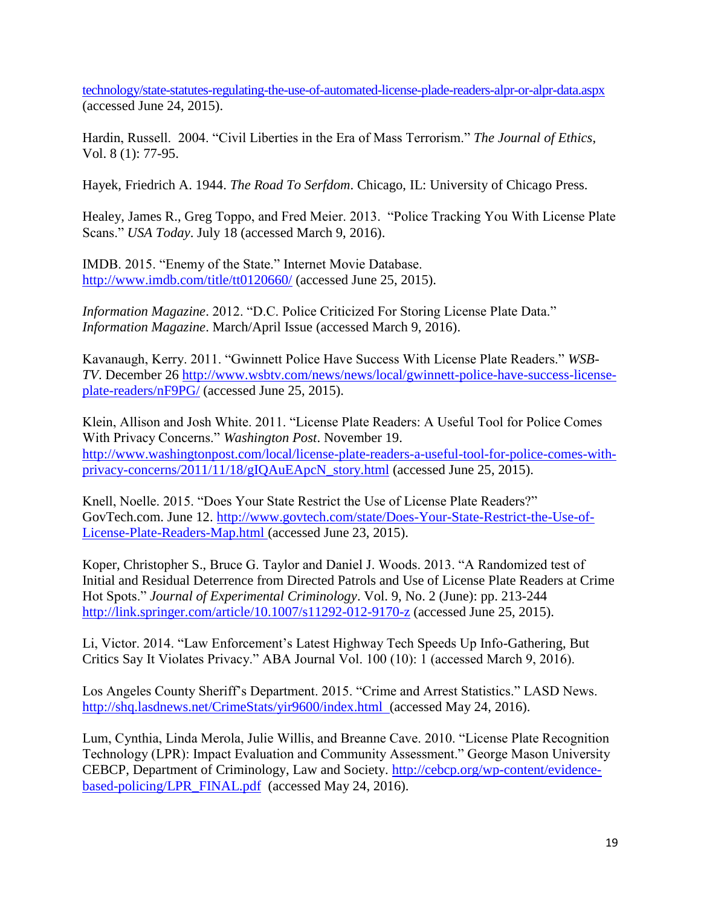technology/state-statutes-regulating-the-use-of-automated-license-plade-readers-alpr-or-alpr-data.aspx (accessed June 24, 2015).

Hardin, Russell. 2004. "Civil Liberties in the Era of Mass Terrorism." *The Journal of Ethics*, Vol. 8 (1): 77-95.

Hayek, Friedrich A. 1944. *The Road To Serfdom*. Chicago, IL: University of Chicago Press.

Healey, James R., Greg Toppo, and Fred Meier. 2013. "Police Tracking You With License Plate Scans." *USA Today*. July 18 (accessed March 9, 2016).

IMDB. 2015. "Enemy of the State." Internet Movie Database. http://www.imdb.com/title/tt0120660/ (accessed June 25, 2015).

*Information Magazine*. 2012. "D.C. Police Criticized For Storing License Plate Data." *Information Magazine*. March/April Issue (accessed March 9, 2016).

Kavanaugh, Kerry. 2011. "Gwinnett Police Have Success With License Plate Readers." *WSB-TV*. December 26 http://www.wsbtv.com/news/news/local/gwinnett-police-have-success-license-plate-readers/nF9PG/ (accessed June 25, 2015).

Klein, Allison and Josh White. 2011. "License Plate Readers: A Useful Tool for Police Comes With Privacy Concerns." *Washington Post*. November 19. http://www.washingtonpost.com/local/license-plate-readers-a-useful-tool-for-police-comes-with-privacy-concerns/2011/11/18/gIQAuEApcN_story.html (accessed June 25, 2015).

Knell, Noelle. 2015. "Does Your State Restrict the Use of License Plate Readers?" GovTech.com. June 12. http://www.govtech.com/state/Does-Your-State-Restrict-the-Use-of-License-Plate-Readers-Map.html (accessed June 23, 2015).

Koper, Christopher S., Bruce G. Taylor and Daniel J. Woods. 2013. "A Randomized test of Initial and Residual Deterrence from Directed Patrols and Use of License Plate Readers at Crime Hot Spots." *Journal of Experimental Criminology*. Vol. 9, No. 2 (June): pp. 213-244 http://link.springer.com/article/10.1007/s11292-012-9170-z (accessed June 25, 2015).

Li, Victor. 2014. "Law Enforcement's Latest Highway Tech Speeds Up Info-Gathering, But Critics Say It Violates Privacy." ABA Journal Vol. 100 (10): 1 (accessed March 9, 2016).

Los Angeles County Sheriff's Department. 2015. "Crime and Arrest Statistics." LASD News. http://shq.lasdnews.net/CrimeStats/yir9600/index.html (accessed May 24, 2016).

Lum, Cynthia, Linda Merola, Julie Willis, and Breanne Cave. 2010. "License Plate Recognition Technology (LPR): Impact Evaluation and Community Assessment." George Mason University CEBCP, Department of Criminology, Law and Society. http://cebcp.org/wp-content/evidence-based-policing/LPR_FINAL.pdf (accessed May 24, 2016).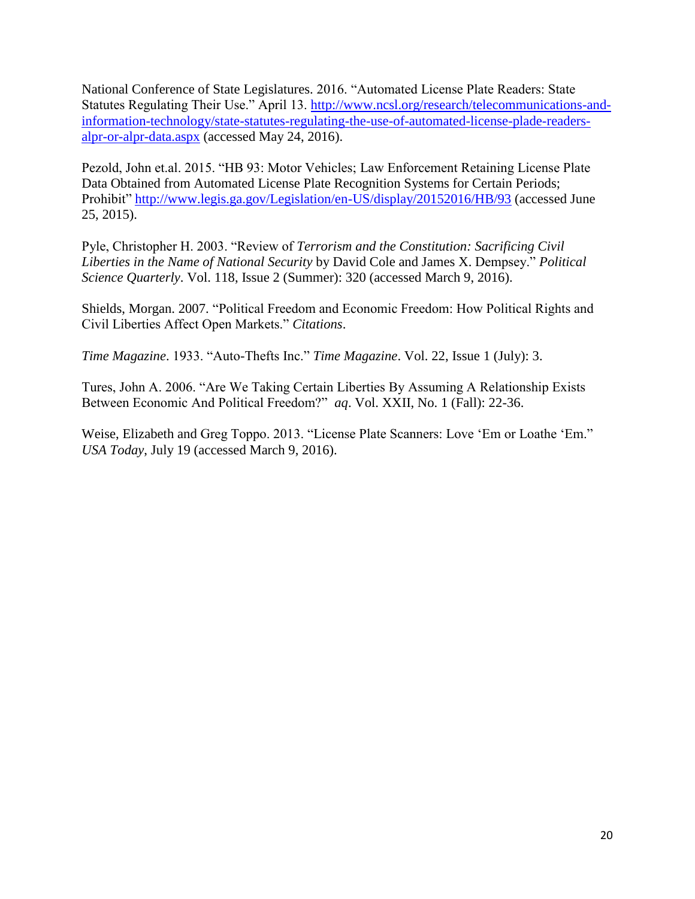National Conference of State Legislatures. 2016. “Automated License Plate Readers: State Statutes Regulating Their Use.” April 13. http://www.ncsl.org/research/telecommunications-and-information-technology/state-statutes-regulating-the-use-of-automated-license-plade-readers-alpr-or-alpr-data.aspx (accessed May 24, 2016).

Pezold, John et.al. 2015. “HB 93: Motor Vehicles; Law Enforcement Retaining License Plate Data Obtained from Automated License Plate Recognition Systems for Certain Periods; Prohibit” http://www.legis.ga.gov/Legislation/en-US/display/20152016/HB/93 (accessed June 25, 2015).

Pyle, Christopher H. 2003. “Review of *Terrorism and the Constitution: Sacrificing Civil Liberties in the Name of National Security* by David Cole and James X. Dempsey.” *Political Science Quarterly*. Vol. 118, Issue 2 (Summer): 320 (accessed March 9, 2016).

Shields, Morgan. 2007. “Political Freedom and Economic Freedom: How Political Rights and Civil Liberties Affect Open Markets.” *Citations*.

*Time Magazine*. 1933. “Auto-Thefts Inc.” *Time Magazine*. Vol. 22, Issue 1 (July): 3.

Tures, John A. 2006. “Are We Taking Certain Liberties By Assuming A Relationship Exists Between Economic And Political Freedom?” *aq*. Vol. XXII, No. 1 (Fall): 22-36.

Weise, Elizabeth and Greg Toppo. 2013. “License Plate Scanners: Love ‘Em or Loathe ‘Em.” *USA Today*, July 19 (accessed March 9, 2016).